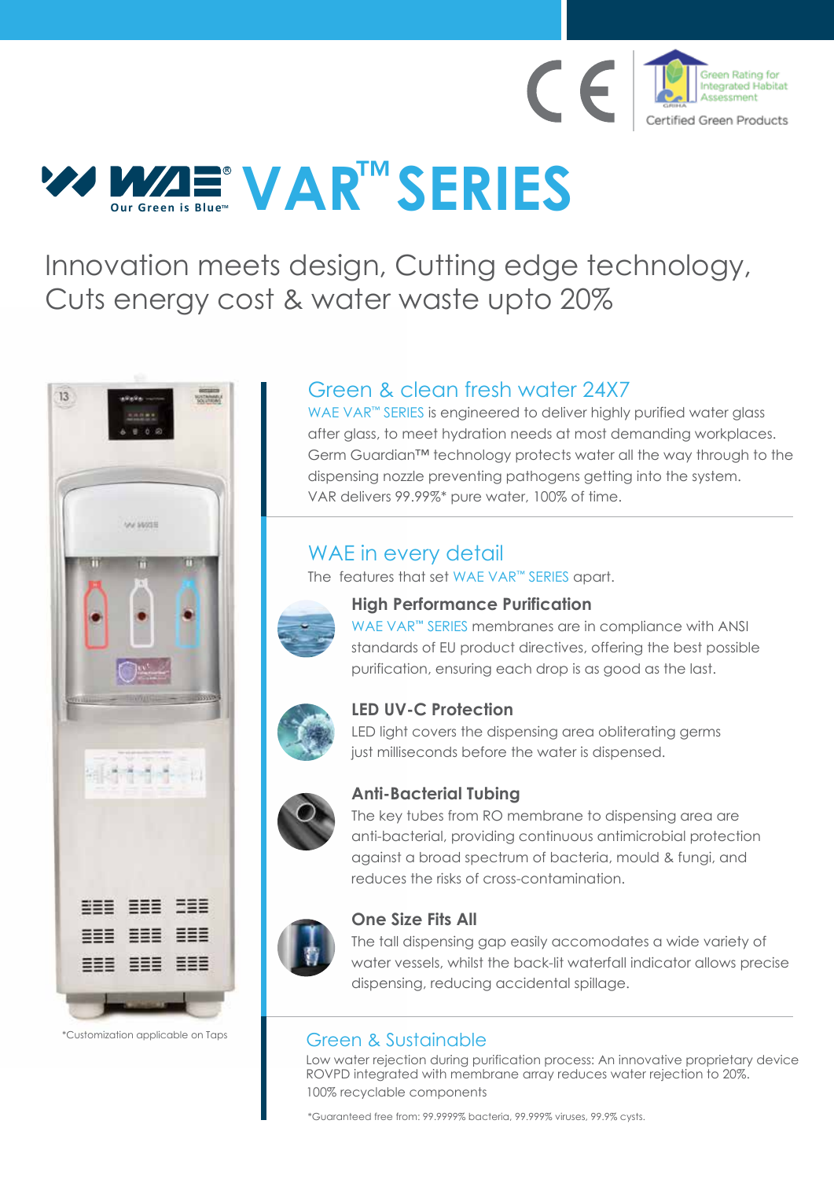CE | Green Rating for Integrated Habitat Assessment — Certified Green Products

# WAE® VAR™ SERIES

Our Green is Blue™

## Innovation meets design, Cutting edge technology, Cuts energy cost & water waste upto 20%

*Customization applicable on Taps

## Green & clean fresh water 24X7

WAE VAR™ SERIES is engineered to deliver highly purified water glass after glass, to meet hydration needs at most demanding workplaces. Germ Guardian™ technology protects water all the way through to the dispensing nozzle preventing pathogens getting into the system. VAR delivers 99.99%* pure water, 100% of time.

## WAE in every detail

The features that set WAE VAR™ SERIES apart.

### High Performance Purification

WAE VAR™ SERIES membranes are in compliance with ANSI standards of EU product directives, offering the best possible purification, ensuring each drop is as good as the last.

### LED UV-C Protection

LED light covers the dispensing area obliterating germs just milliseconds before the water is dispensed.

### Anti-Bacterial Tubing

The key tubes from RO membrane to dispensing area are anti-bacterial, providing continuous antimicrobial protection against a broad spectrum of bacteria, mould & fungi, and reduces the risks of cross-contamination.

### One Size Fits All

The tall dispensing gap easily accomodates a wide variety of water vessels, whilst the back-lit waterfall indicator allows precise dispensing, reducing accidental spillage.

## Green & Sustainable

Low water rejection during purification process: An innovative proprietary device ROVPD integrated with membrane array reduces water rejection to 20%.
100% recyclable components

*Guaranteed free from: 99.9999% bacteria, 99.999% viruses, 99.9% cysts.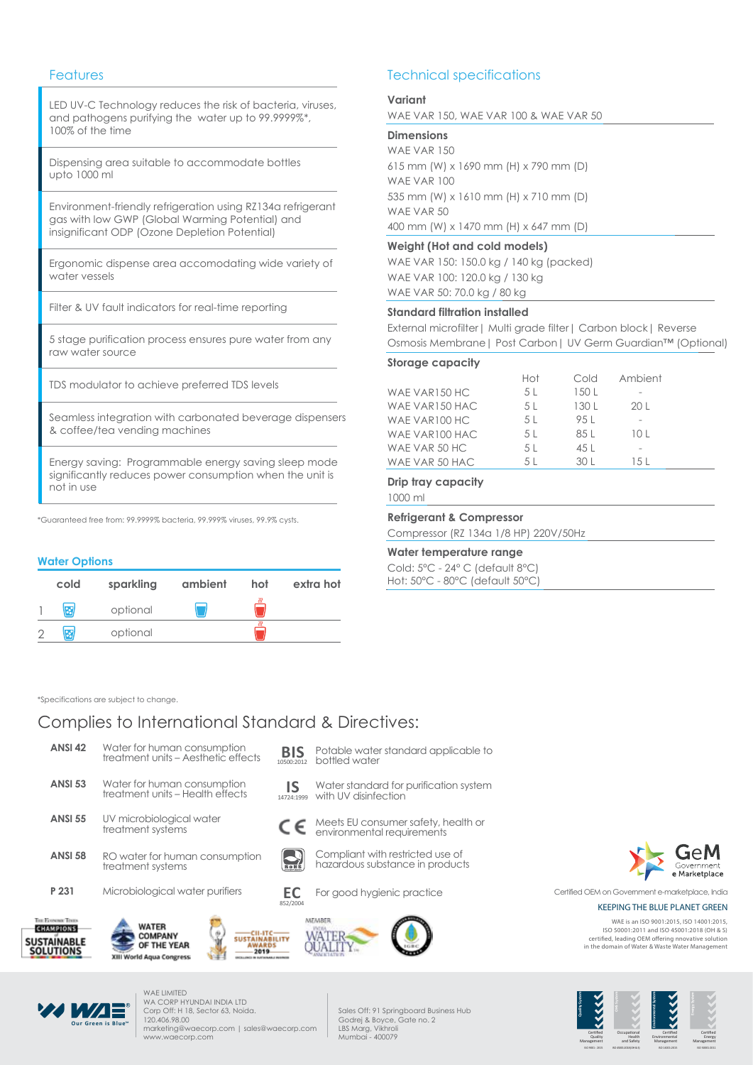## Features

- LED UV-C Technology reduces the risk of bacteria, viruses, and pathogens purifying the water up to 99.9999%*, 100% of the time
- Dispensing area suitable to accommodate bottles upto 1000 ml
- Environment-friendly refrigeration using RZ134a refrigerant gas with low GWP (Global Warming Potential) and insignificant ODP (Ozone Depletion Potential)
- Ergonomic dispense area accomodating wide variety of water vessels
- Filter & UV fault indicators for real-time reporting
- 5 stage purification process ensures pure water from any raw water source
- TDS modulator to achieve preferred TDS levels
- Seamless integration with carbonated beverage dispensers & coffee/tea vending machines
- Energy saving: Programmable energy saving sleep mode significantly reduces power consumption when the unit is not in use

*Guaranteed free from: 99.9999% bacteria, 99.999% viruses, 99.9% cysts.

### Water Options

| | cold | sparkling | ambient | hot | extra hot |
|---|---|---|---|---|---|
| 1 | ✓ | optional | ✓ | ✓ | |
| 2 | ✓ | optional | | ✓ | |

## Technical specifications

### Variant
WAE VAR 150, WAE VAR 100 & WAE VAR 50

### Dimensions
WAE VAR 150
615 mm (W) x 1690 mm (H) x 790 mm (D)
WAE VAR 100
535 mm (W) x 1610 mm (H) x 710 mm (D)
WAE VAR 50
400 mm (W) x 1470 mm (H) x 647 mm (D)

### Weight (Hot and cold models)
WAE VAR 150: 150.0 kg / 140 kg (packed)
WAE VAR 100: 120.0 kg / 130 kg
WAE VAR 50: 70.0 kg / 80 kg

### Standard filtration installed
External microfilter | Multi grade filter | Carbon block | Reverse Osmosis Membrane | Post Carbon | UV Germ Guardian™ (Optional)

### Storage capacity

| | Hot | Cold | Ambient |
|---|---|---|---|
| WAE VAR150 HC | 5 L | 150 L | - |
| WAE VAR150 HAC | 5 L | 130 L | 20 L |
| WAE VAR100 HC | 5 L | 95 L | - |
| WAE VAR100 HAC | 5 L | 85 L | 10 L |
| WAE VAR 50 HC | 5 L | 45 L | - |
| WAE VAR 50 HAC | 5 L | 30 L | 15 L |

### Drip tray capacity
1000 ml

### Refrigerant & Compressor
Compressor (RZ 134a 1/8 HP) 220V/50Hz

### Water temperature range
Cold: 5°C - 24° C (default 8°C)
Hot: 50°C - 80°C (default 50°C)

*Specifications are subject to change.

## Complies to International Standard & Directives:

| | |
|---|---|
| ANSI 42 | Water for human consumption treatment units – Aesthetic effects |
| ANSI 53 | Water for human consumption treatment units – Health effects |
| ANSI 55 | UV microbiological water treatment systems |
| ANSI 58 | RO water for human consumption treatment systems |
| P 231 | Microbiological water purifiers |
| BIS 10500:2012 | Potable water standard applicable to bottled water |
| IS 14724:1999 | Water standard for purification system with UV disinfection |
| CE | Meets EU consumer safety, health or environmental requirements |
| RoHS | Compliant with restricted use of hazardous substance in products |
| EC 852/2004 | For good hygienic practice |

GeM Government e Marketplace
Certified OEM on Government e-marketplace, India

KEEPING THE BLUE PLANET GREEN

WAE is an ISO 9001:2015, ISO 14001:2015, ISO 50001:2011 and ISO 45001:2018 (OH & S) certified, leading OEM offering nnovative solution in the domain of Water & Waste Water Management

WAE LIMITED
WA CORP HYUNDAI INDIA LTD
Corp Off: H 18, Sector 63, Noida.
120.406.98.00
marketing@waecorp.com | sales@waecorp.com
www.waecorp.com

Sales Off: 91 Springboard Business Hub
Godrej & Boyce, Gate no. 2
LBS Marg, Vikhroli
Mumbai - 400079